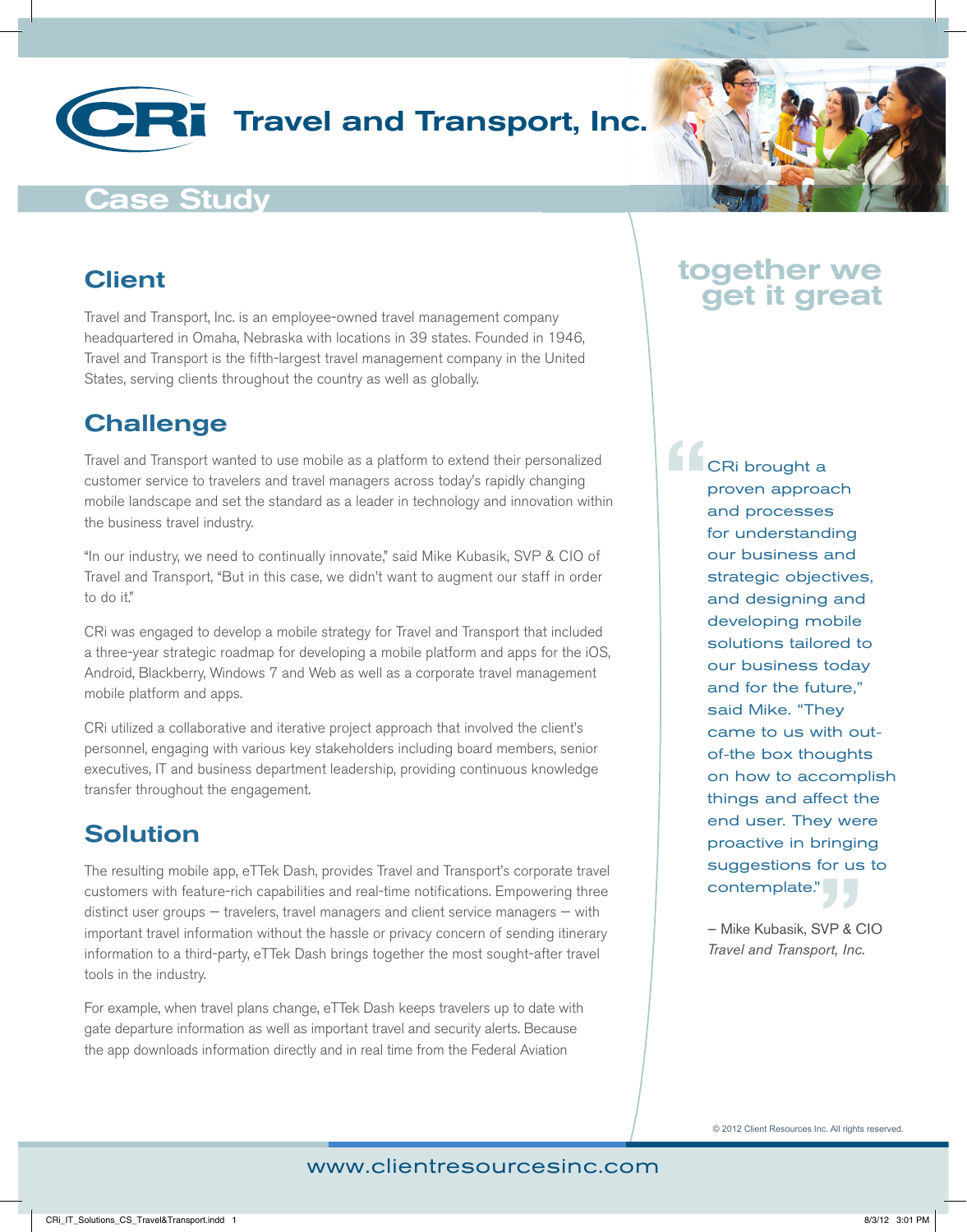# CRi Travel and Transport, Inc.

## Case Study

## Client

Travel and Transport, Inc. is an employee-owned travel management company headquartered in Omaha, Nebraska with locations in 39 states. Founded in 1946, Travel and Transport is the fifth-largest travel management company in the United States, serving clients throughout the country as well as globally.

## Challenge

Travel and Transport wanted to use mobile as a platform to extend their personalized customer service to travelers and travel managers across today's rapidly changing mobile landscape and set the standard as a leader in technology and innovation within the business travel industry.

"In our industry, we need to continually innovate," said Mike Kubasik, SVP & CIO of Travel and Transport, "But in this case, we didn't want to augment our staff in order to do it."

CRi was engaged to develop a mobile strategy for Travel and Transport that included a three-year strategic roadmap for developing a mobile platform and apps for the iOS, Android, Blackberry, Windows 7 and Web as well as a corporate travel management mobile platform and apps.

CRi utilized a collaborative and iterative project approach that involved the client's personnel, engaging with various key stakeholders including board members, senior executives, IT and business department leadership, providing continuous knowledge transfer throughout the engagement.

## Solution

The resulting mobile app, eTTek Dash, provides Travel and Transport's corporate travel customers with feature-rich capabilities and real-time notifications. Empowering three distinct user groups — travelers, travel managers and client service managers — with important travel information without the hassle or privacy concern of sending itinerary information to a third-party, eTTek Dash brings together the most sought-after travel tools in the industry.

For example, when travel plans change, eTTek Dash keeps travelers up to date with gate departure information as well as important travel and security alerts. Because the app downloads information directly and in real time from the Federal Aviation

**together we get it great**

> "CRi brought a proven approach and processes for understanding our business and strategic objectives, and designing and developing mobile solutions tailored to our business today and for the future," said Mike. "They came to us with out-of-the box thoughts on how to accomplish things and affect the end user. They were proactive in bringing suggestions for us to contemplate."
>
> – Mike Kubasik, SVP & CIO
> *Travel and Transport, Inc.*

© 2012 Client Resources Inc. All rights reserved.

www.clientresourcesinc.com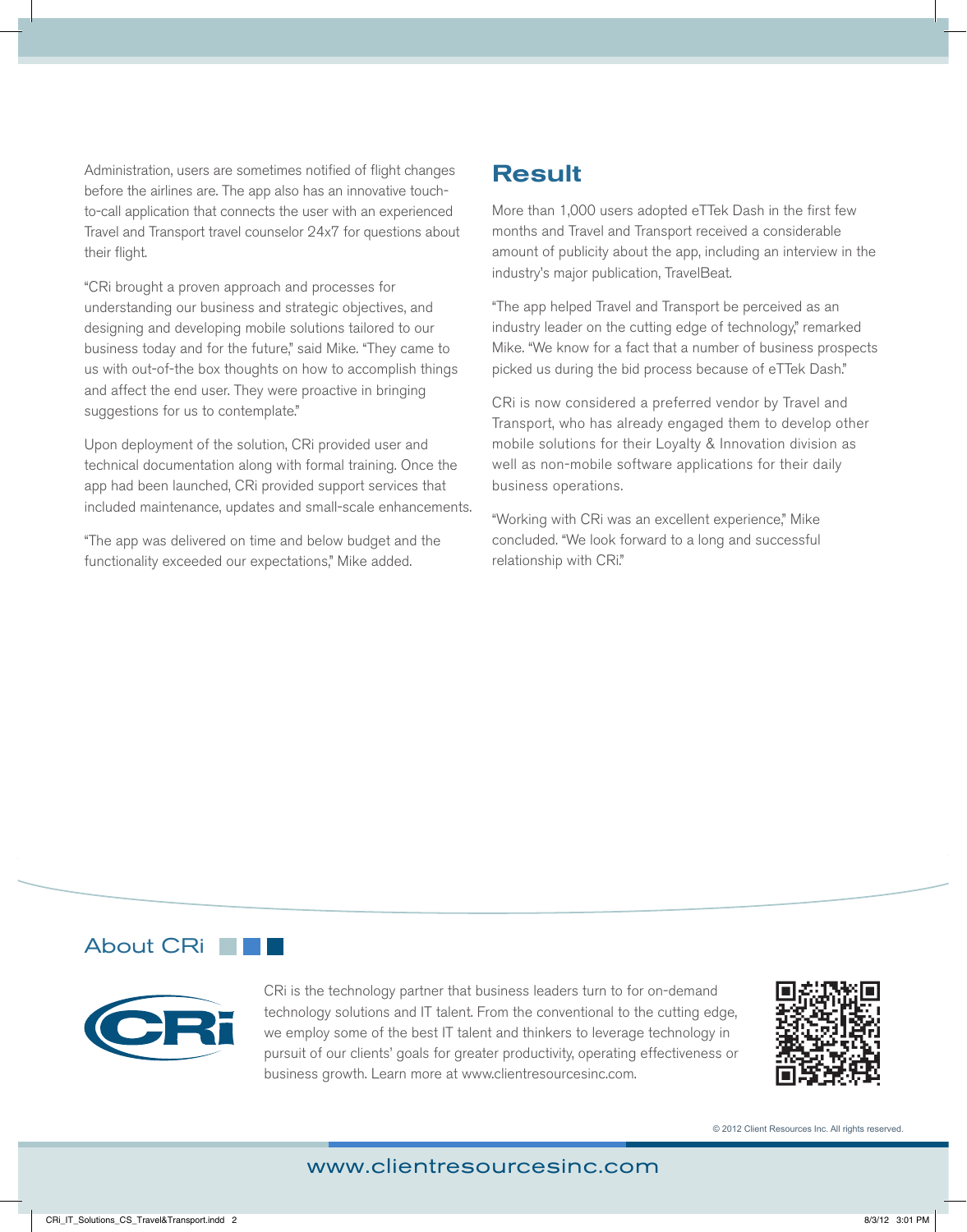Administration, users are sometimes notified of flight changes before the airlines are. The app also has an innovative touch-to-call application that connects the user with an experienced Travel and Transport travel counselor 24x7 for questions about their flight.

"CRi brought a proven approach and processes for understanding our business and strategic objectives, and designing and developing mobile solutions tailored to our business today and for the future," said Mike. "They came to us with out-of-the box thoughts on how to accomplish things and affect the end user. They were proactive in bringing suggestions for us to contemplate."

Upon deployment of the solution, CRi provided user and technical documentation along with formal training. Once the app had been launched, CRi provided support services that included maintenance, updates and small-scale enhancements.

"The app was delivered on time and below budget and the functionality exceeded our expectations," Mike added.

## Result

More than 1,000 users adopted eTTek Dash in the first few months and Travel and Transport received a considerable amount of publicity about the app, including an interview in the industry's major publication, TravelBeat.

"The app helped Travel and Transport be perceived as an industry leader on the cutting edge of technology," remarked Mike. "We know for a fact that a number of business prospects picked us during the bid process because of eTTek Dash."

CRi is now considered a preferred vendor by Travel and Transport, who has already engaged them to develop other mobile solutions for their Loyalty & Innovation division as well as non-mobile software applications for their daily business operations.

"Working with CRi was an excellent experience," Mike concluded. "We look forward to a long and successful relationship with CRi."

## About CRi

CRi is the technology partner that business leaders turn to for on-demand technology solutions and IT talent. From the conventional to the cutting edge, we employ some of the best IT talent and thinkers to leverage technology in pursuit of our clients' goals for greater productivity, operating effectiveness or business growth. Learn more at www.clientresourcesinc.com.

© 2012 Client Resources Inc. All rights reserved.

www.clientresourcesinc.com